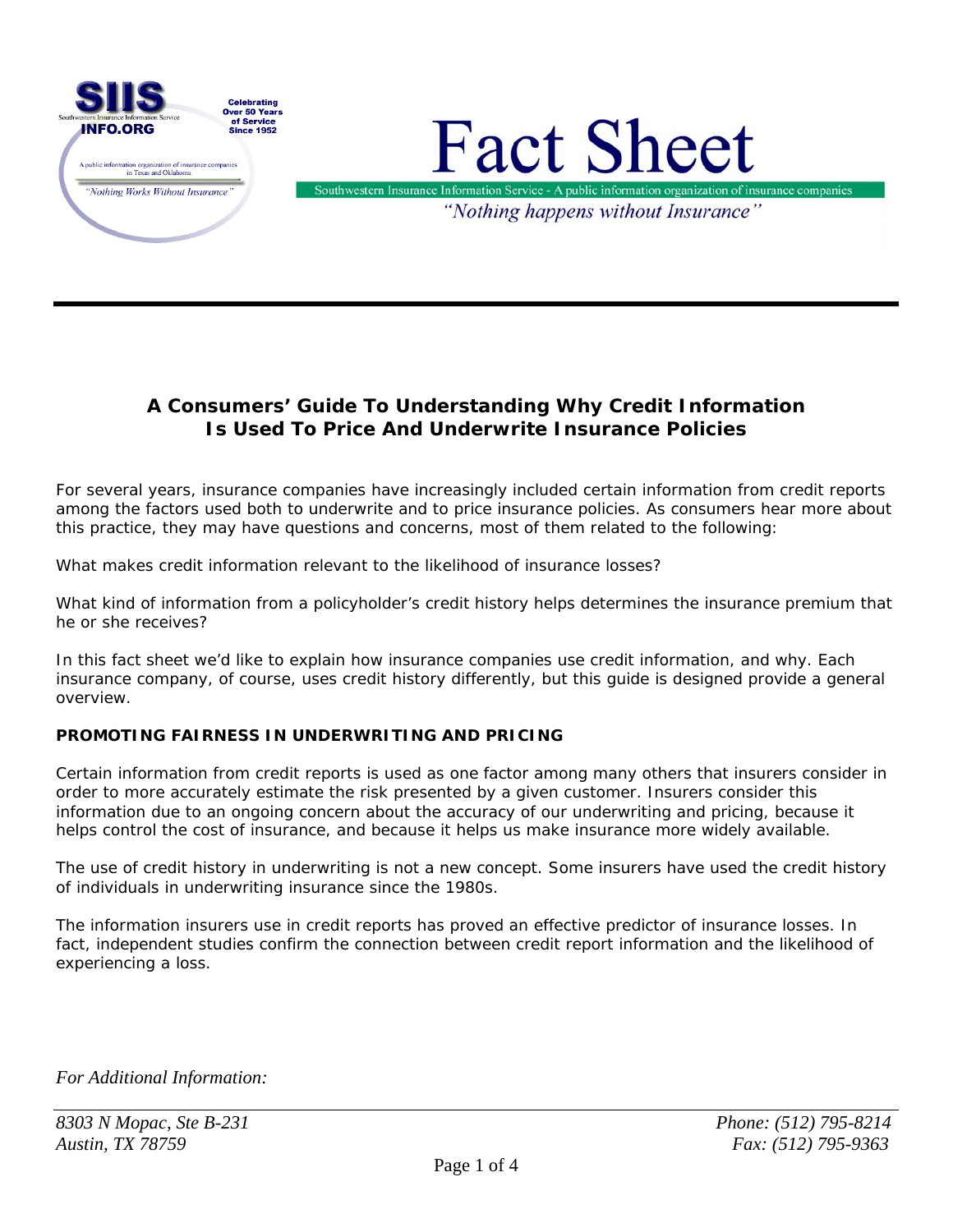# Fact Sheet

Southwestern Insurance Information Service - A public information organization of insurance companies

*"Nothing happens without Insurance"*

## A Consumers' Guide To Understanding Why Credit Information Is Used To Price And Underwrite Insurance Policies

For several years, insurance companies have increasingly included certain information from credit reports among the factors used both to underwrite and to price insurance policies. As consumers hear more about this practice, they may have questions and concerns, most of them related to the following:

What makes credit information relevant to the likelihood of insurance losses?

What kind of information from a policyholder's credit history helps determines the insurance premium that he or she receives?

In this fact sheet we'd like to explain how insurance companies use credit information, and why. Each insurance company, of course, uses credit history differently, but this guide is designed provide a general overview.

### PROMOTING FAIRNESS IN UNDERWRITING AND PRICING

Certain information from credit reports is used as one factor among many others that insurers consider in order to more accurately estimate the risk presented by a given customer. Insurers consider this information due to an ongoing concern about the accuracy of our underwriting and pricing, because it helps control the cost of insurance, and because it helps us make insurance more widely available.

The use of credit history in underwriting is not a new concept. Some insurers have used the credit history of individuals in underwriting insurance since the 1980s.

The information insurers use in credit reports has proved an effective predictor of insurance losses. In fact, independent studies confirm the connection between credit report information and the likelihood of experiencing a loss.

*For Additional Information:*

*8303 N Mopac, Ste B-231*
*Austin, TX 78759*

*Phone: (512) 795-8214*
*Fax: (512) 795-9363*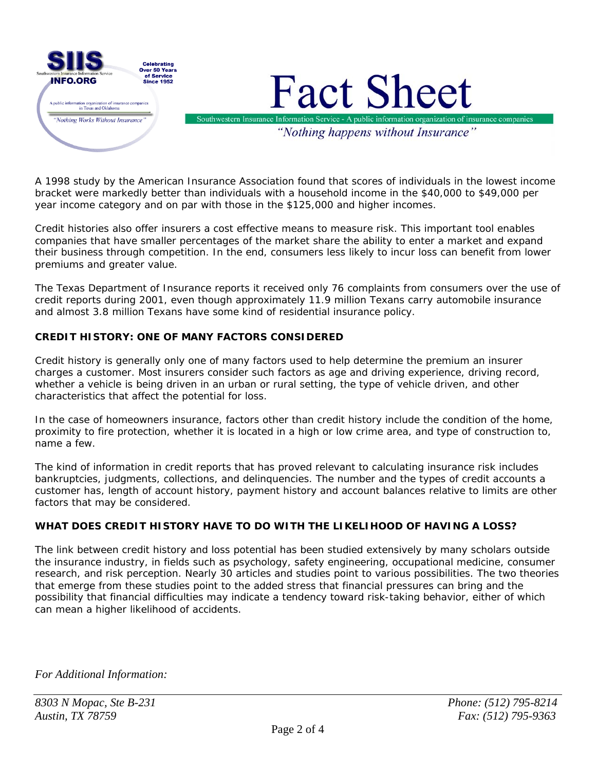A 1998 study by the American Insurance Association found that scores of individuals in the lowest income bracket were markedly better than individuals with a household income in the $40,000 to $49,000 per year income category and on par with those in the $125,000 and higher incomes.

Credit histories also offer insurers a cost effective means to measure risk. This important tool enables companies that have smaller percentages of the market share the ability to enter a market and expand their business through competition. In the end, consumers less likely to incur loss can benefit from lower premiums and greater value.

The Texas Department of Insurance reports it received only 76 complaints from consumers over the use of credit reports during 2001, even though approximately 11.9 million Texans carry automobile insurance and almost 3.8 million Texans have some kind of residential insurance policy.

**CREDIT HISTORY: ONE OF MANY FACTORS CONSIDERED**

Credit history is generally only one of many factors used to help determine the premium an insurer charges a customer. Most insurers consider such factors as age and driving experience, driving record, whether a vehicle is being driven in an urban or rural setting, the type of vehicle driven, and other characteristics that affect the potential for loss.

In the case of homeowners insurance, factors other than credit history include the condition of the home, proximity to fire protection, whether it is located in a high or low crime area, and type of construction to, name a few.

The kind of information in credit reports that has proved relevant to calculating insurance risk includes bankruptcies, judgments, collections, and delinquencies. The number and the types of credit accounts a customer has, length of account history, payment history and account balances relative to limits are other factors that may be considered.

**WHAT DOES CREDIT HISTORY HAVE TO DO WITH THE LIKELIHOOD OF HAVING A LOSS?**

The link between credit history and loss potential has been studied extensively by many scholars outside the insurance industry, in fields such as psychology, safety engineering, occupational medicine, consumer research, and risk perception. Nearly 30 articles and studies point to various possibilities. The two theories that emerge from these studies point to the added stress that financial pressures can bring and the possibility that financial difficulties may indicate a tendency toward risk-taking behavior, either of which can mean a higher likelihood of accidents.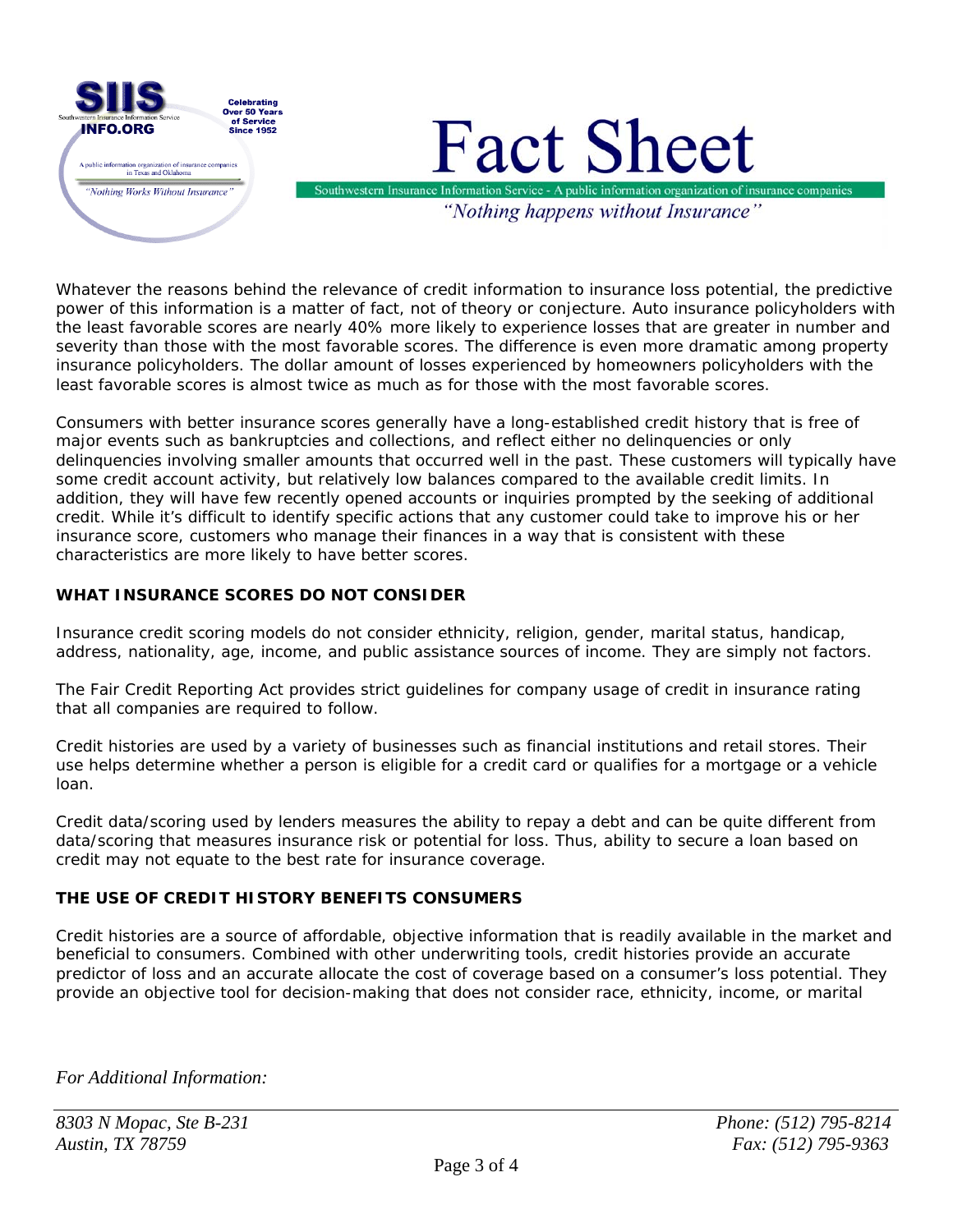Whatever the reasons behind the relevance of credit information to insurance loss potential, the predictive power of this information is a matter of fact, not of theory or conjecture. Auto insurance policyholders with the least favorable scores are nearly 40% more likely to experience losses that are greater in number and severity than those with the most favorable scores. The difference is even more dramatic among property insurance policyholders. The dollar amount of losses experienced by homeowners policyholders with the least favorable scores is almost twice as much as for those with the most favorable scores.

Consumers with better insurance scores generally have a long-established credit history that is free of major events such as bankruptcies and collections, and reflect either no delinquencies or only delinquencies involving smaller amounts that occurred well in the past. These customers will typically have some credit account activity, but relatively low balances compared to the available credit limits. In addition, they will have few recently opened accounts or inquiries prompted by the seeking of additional credit. While it's difficult to identify specific actions that any customer could take to improve his or her insurance score, customers who manage their finances in a way that is consistent with these characteristics are more likely to have better scores.

## WHAT INSURANCE SCORES DO NOT CONSIDER

Insurance credit scoring models do not consider ethnicity, religion, gender, marital status, handicap, address, nationality, age, income, and public assistance sources of income. They are simply not factors.

The Fair Credit Reporting Act provides strict guidelines for company usage of credit in insurance rating that all companies are required to follow.

Credit histories are used by a variety of businesses such as financial institutions and retail stores. Their use helps determine whether a person is eligible for a credit card or qualifies for a mortgage or a vehicle loan.

Credit data/scoring used by lenders measures the ability to repay a debt and can be quite different from data/scoring that measures insurance risk or potential for loss. Thus, ability to secure a loan based on credit may not equate to the best rate for insurance coverage.

## THE USE OF CREDIT HISTORY BENEFITS CONSUMERS

Credit histories are a source of affordable, objective information that is readily available in the market and beneficial to consumers. Combined with other underwriting tools, credit histories provide an accurate predictor of loss and an accurate allocate the cost of coverage based on a consumer's loss potential. They provide an objective tool for decision-making that does not consider race, ethnicity, income, or marital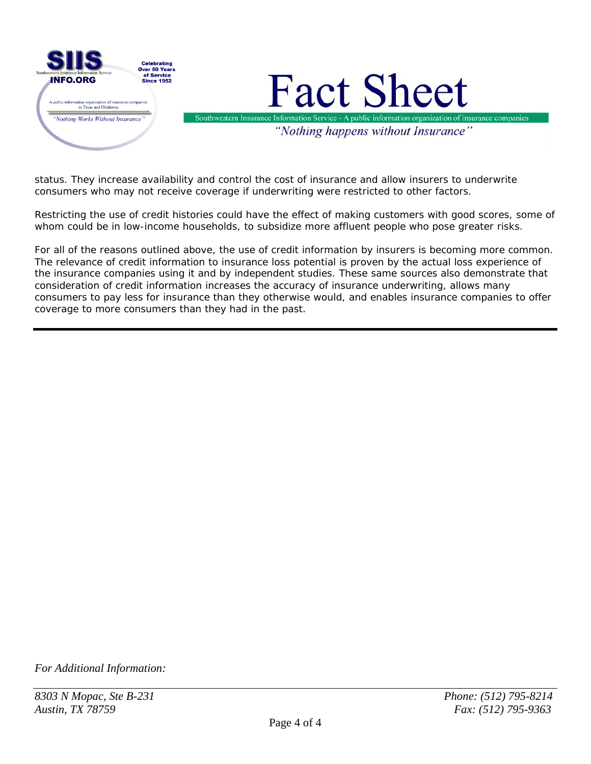status. They increase availability and control the cost of insurance and allow insurers to underwrite consumers who may not receive coverage if underwriting were restricted to other factors.

Restricting the use of credit histories could have the effect of making customers with good scores, some of whom could be in low-income households, to subsidize more affluent people who pose greater risks.

For all of the reasons outlined above, the use of credit information by insurers is becoming more common. The relevance of credit information to insurance loss potential is proven by the actual loss experience of the insurance companies using it and by independent studies. These same sources also demonstrate that consideration of credit information increases the accuracy of insurance underwriting, allows many consumers to pay less for insurance than they otherwise would, and enables insurance companies to offer coverage to more consumers than they had in the past.

---

*For Additional Information:*

*8303 N Mopac, Ste B-231*
*Austin, TX 78759*

*Phone: (512) 795-8214*
*Fax: (512) 795-9363*